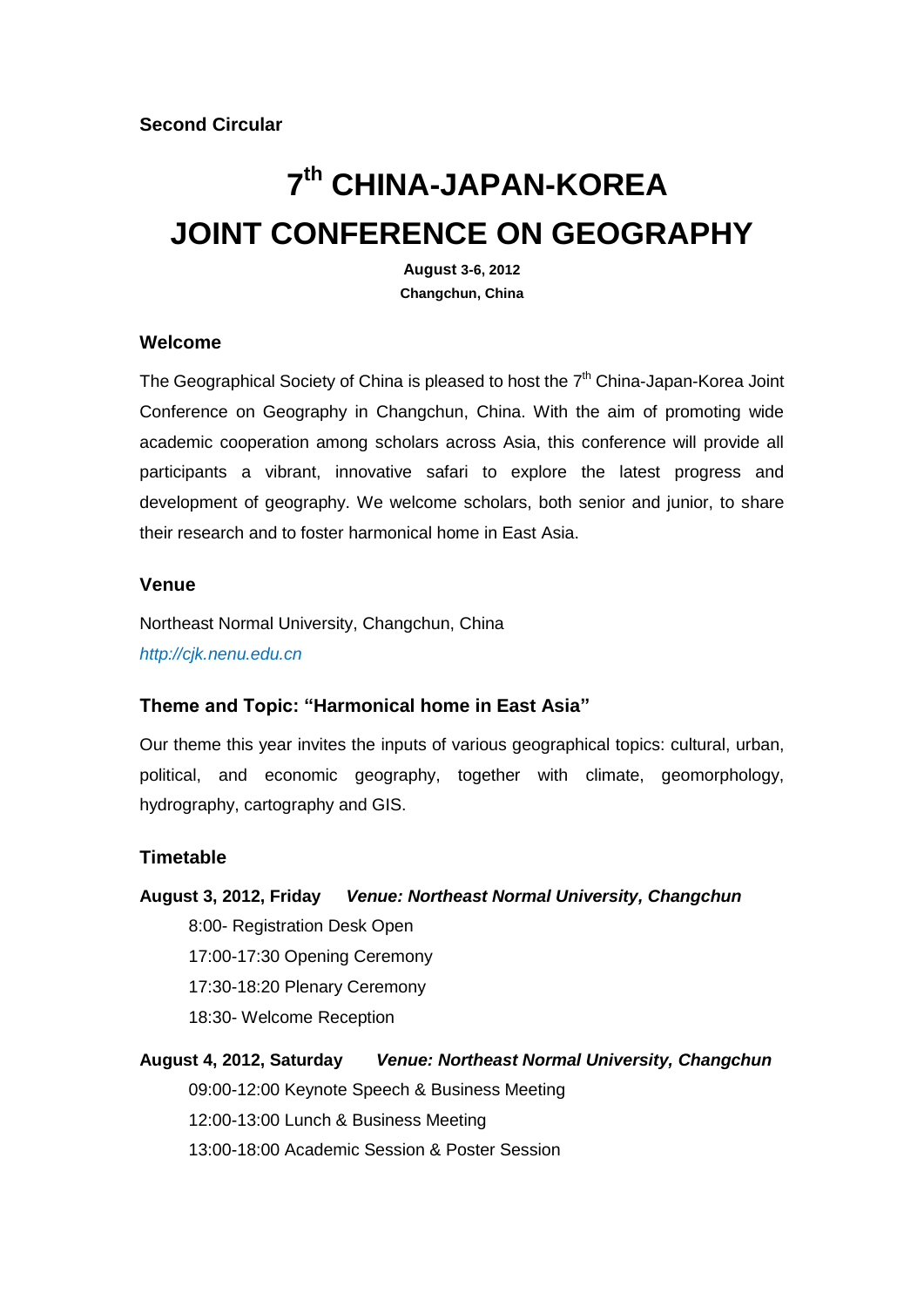**Second Circular**

# 7th CHINA-JAPAN-KOREA JOINT CONFERENCE ON GEOGRAPHY

**August 3-6, 2012**
**Changchun, China**

## Welcome

The Geographical Society of China is pleased to host the 7th China-Japan-Korea Joint Conference on Geography in Changchun, China. With the aim of promoting wide academic cooperation among scholars across Asia, this conference will provide all participants a vibrant, innovative safari to explore the latest progress and development of geography. We welcome scholars, both senior and junior, to share their research and to foster harmonical home in East Asia.

## Venue

Northeast Normal University, Changchun, China

*http://cjk.nenu.edu.cn*

## Theme and Topic: "Harmonical home in East Asia"

Our theme this year invites the inputs of various geographical topics: cultural, urban, political, and economic geography, together with climate, geomorphology, hydrography, cartography and GIS.

## Timetable

**August 3, 2012, Friday** ***Venue: Northeast Normal University, Changchun***

- 8:00- Registration Desk Open
- 17:00-17:30 Opening Ceremony
- 17:30-18:20 Plenary Ceremony
- 18:30- Welcome Reception

**August 4, 2012, Saturday** ***Venue: Northeast Normal University, Changchun***

- 09:00-12:00 Keynote Speech & Business Meeting
- 12:00-13:00 Lunch & Business Meeting
- 13:00-18:00 Academic Session & Poster Session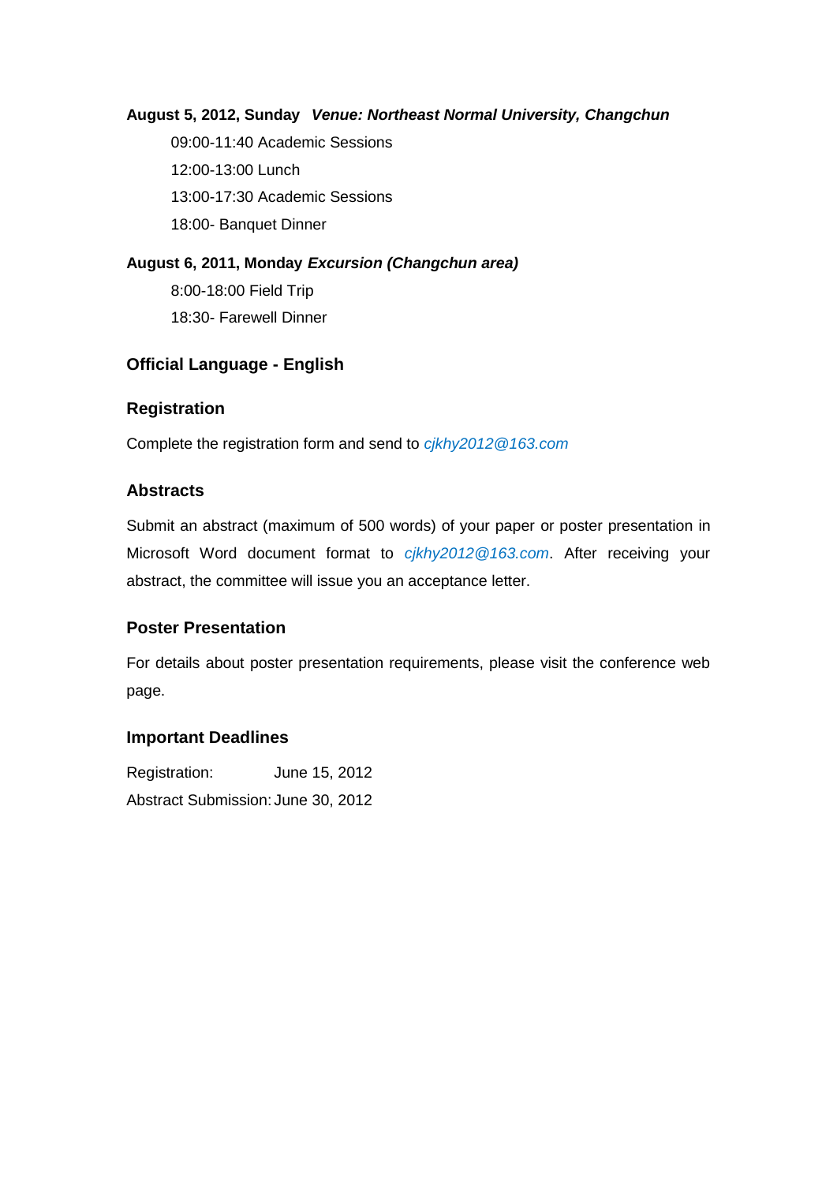**August 5, 2012, Sunday** ***Venue: Northeast Normal University, Changchun***

09:00-11:40 Academic Sessions

12:00-13:00 Lunch

13:00-17:30 Academic Sessions

18:00- Banquet Dinner

**August 6, 2011, Monday** ***Excursion (Changchun area)***

8:00-18:00 Field Trip

18:30- Farewell Dinner

### Official Language - English

### Registration

Complete the registration form and send to *cjkhy2012@163.com*

### Abstracts

Submit an abstract (maximum of 500 words) of your paper or poster presentation in Microsoft Word document format to *cjkhy2012@163.com*. After receiving your abstract, the committee will issue you an acceptance letter.

### Poster Presentation

For details about poster presentation requirements, please visit the conference web page.

### Important Deadlines

Registration: June 15, 2012

Abstract Submission: June 30, 2012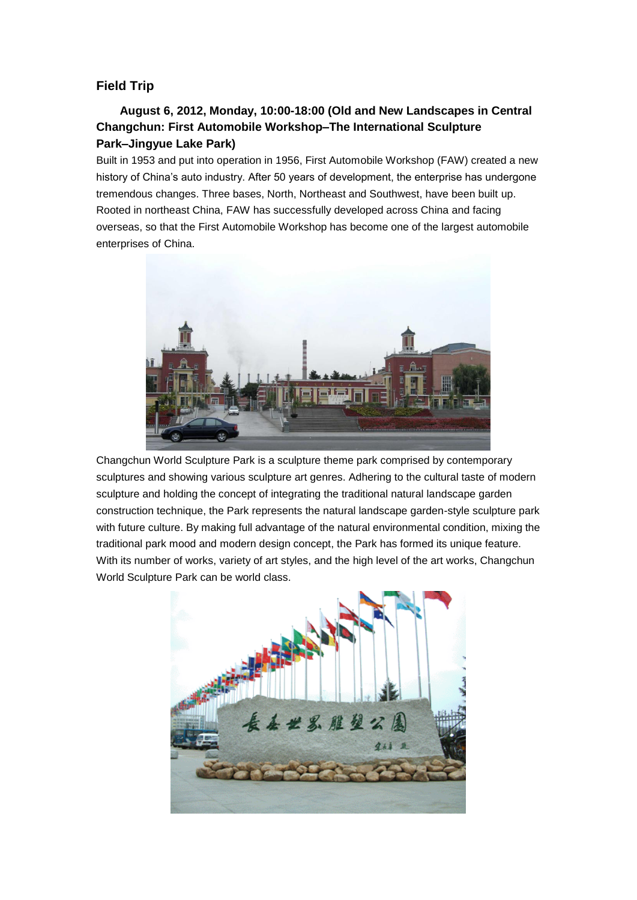## Field Trip

### August 6, 2012, Monday, 10:00-18:00 (Old and New Landscapes in Central Changchun: First Automobile Workshop–The International Sculpture Park–Jingyue Lake Park)

Built in 1953 and put into operation in 1956, First Automobile Workshop (FAW) created a new history of China's auto industry. After 50 years of development, the enterprise has undergone tremendous changes. Three bases, North, Northeast and Southwest, have been built up. Rooted in northeast China, FAW has successfully developed across China and facing overseas, so that the First Automobile Workshop has become one of the largest automobile enterprises of China.

Changchun World Sculpture Park is a sculpture theme park comprised by contemporary sculptures and showing various sculpture art genres. Adhering to the cultural taste of modern sculpture and holding the concept of integrating the traditional natural landscape garden construction technique, the Park represents the natural landscape garden-style sculpture park with future culture. By making full advantage of the natural environmental condition, mixing the traditional park mood and modern design concept, the Park has formed its unique feature. With its number of works, variety of art styles, and the high level of the art works, Changchun World Sculpture Park can be world class.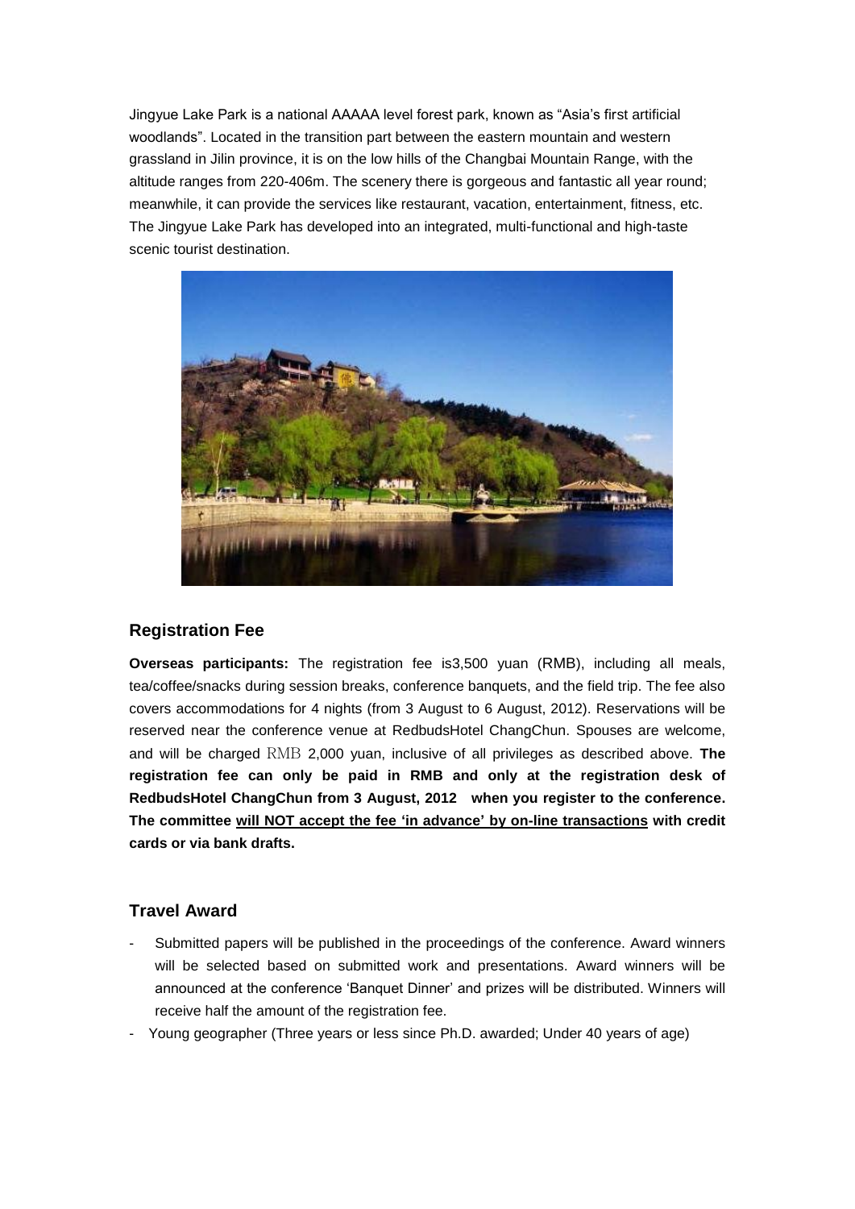Jingyue Lake Park is a national AAAAA level forest park, known as “Asia’s first artificial woodlands”. Located in the transition part between the eastern mountain and western grassland in Jilin province, it is on the low hills of the Changbai Mountain Range, with the altitude ranges from 220-406m. The scenery there is gorgeous and fantastic all year round; meanwhile, it can provide the services like restaurant, vacation, entertainment, fitness, etc. The Jingyue Lake Park has developed into an integrated, multi-functional and high-taste scenic tourist destination.

## Registration Fee

**Overseas participants:** The registration fee is3,500 yuan (RMB), including all meals, tea/coffee/snacks during session breaks, conference banquets, and the field trip. The fee also covers accommodations for 4 nights (from 3 August to 6 August, 2012). Reservations will be reserved near the conference venue at RedbudsHotel ChangChun. Spouses are welcome, and will be charged RMB 2,000 yuan, inclusive of all privileges as described above. **The registration fee can only be paid in RMB and only at the registration desk of RedbudsHotel ChangChun from 3 August, 2012 when you register to the conference. The committee <u>will NOT accept the fee ‘in advance’ by on-line transactions</u> with credit cards or via bank drafts.**

## Travel Award

- Submitted papers will be published in the proceedings of the conference. Award winners will be selected based on submitted work and presentations. Award winners will be announced at the conference ‘Banquet Dinner’ and prizes will be distributed. Winners will receive half the amount of the registration fee.
- Young geographer (Three years or less since Ph.D. awarded; Under 40 years of age)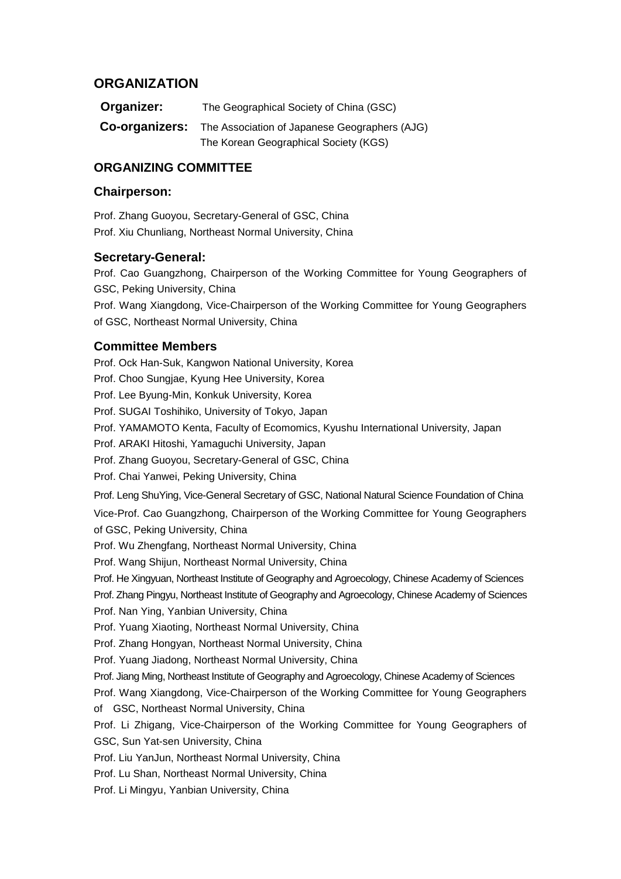## ORGANIZATION

**Organizer:** The Geographical Society of China (GSC)

**Co-organizers:** The Association of Japanese Geographers (AJG)
The Korean Geographical Society (KGS)

## ORGANIZING COMMITTEE

### Chairperson:

Prof. Zhang Guoyou, Secretary-General of GSC, China
Prof. Xiu Chunliang, Northeast Normal University, China

### Secretary-General:

Prof. Cao Guangzhong, Chairperson of the Working Committee for Young Geographers of GSC, Peking University, China
Prof. Wang Xiangdong, Vice-Chairperson of the Working Committee for Young Geographers of GSC, Northeast Normal University, China

### Committee Members

Prof. Ock Han-Suk, Kangwon National University, Korea
Prof. Choo Sungjae, Kyung Hee University, Korea
Prof. Lee Byung-Min, Konkuk University, Korea
Prof. SUGAI Toshihiko, University of Tokyo, Japan
Prof. YAMAMOTO Kenta, Faculty of Ecomomics, Kyushu International University, Japan
Prof. ARAKI Hitoshi, Yamaguchi University, Japan
Prof. Zhang Guoyou, Secretary-General of GSC, China
Prof. Chai Yanwei, Peking University, China
Prof. Leng ShuYing, Vice-General Secretary of GSC, National Natural Science Foundation of China
Vice-Prof. Cao Guangzhong, Chairperson of the Working Committee for Young Geographers of GSC, Peking University, China
Prof. Wu Zhengfang, Northeast Normal University, China
Prof. Wang Shijun, Northeast Normal University, China
Prof. He Xingyuan, Northeast Institute of Geography and Agroecology, Chinese Academy of Sciences
Prof. Zhang Pingyu, Northeast Institute of Geography and Agroecology, Chinese Academy of Sciences
Prof. Nan Ying, Yanbian University, China
Prof. Yuang Xiaoting, Northeast Normal University, China
Prof. Zhang Hongyan, Northeast Normal University, China
Prof. Yuang Jiadong, Northeast Normal University, China
Prof. Jiang Ming, Northeast Institute of Geography and Agroecology, Chinese Academy of Sciences
Prof. Wang Xiangdong, Vice-Chairperson of the Working Committee for Young Geographers of GSC, Northeast Normal University, China
Prof. Li Zhigang, Vice-Chairperson of the Working Committee for Young Geographers of GSC, Sun Yat-sen University, China
Prof. Liu YanJun, Northeast Normal University, China
Prof. Lu Shan, Northeast Normal University, China
Prof. Li Mingyu, Yanbian University, China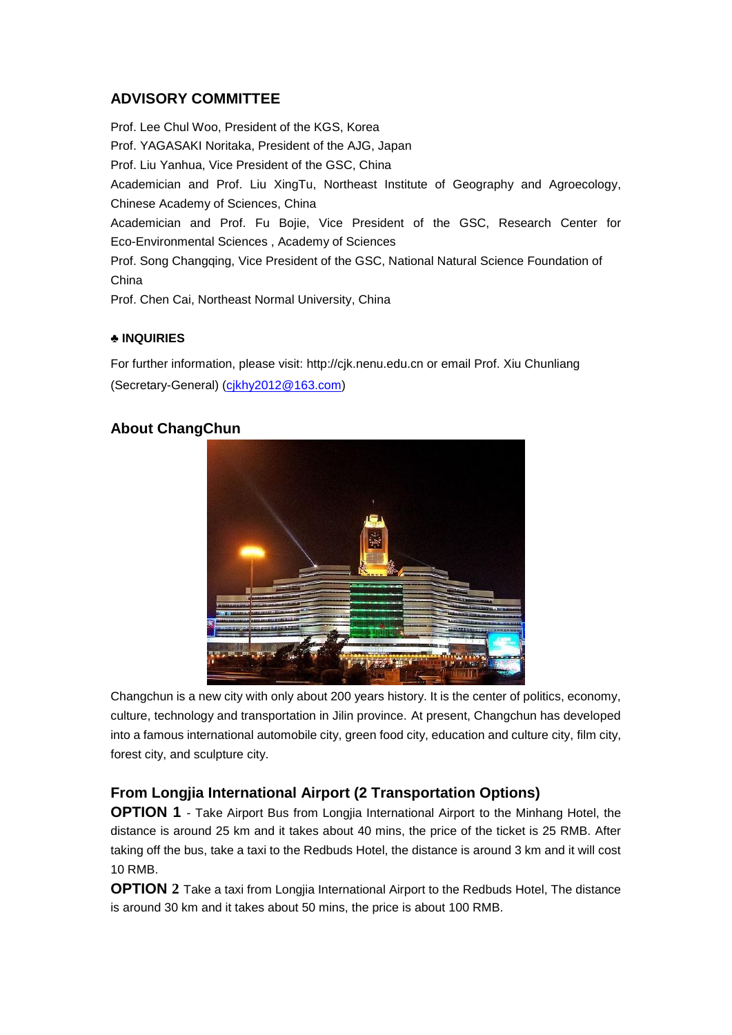## ADVISORY COMMITTEE

Prof. Lee Chul Woo, President of the KGS, Korea

Prof. YAGASAKI Noritaka, President of the AJG, Japan

Prof. Liu Yanhua, Vice President of the GSC, China

Academician and Prof. Liu XingTu, Northeast Institute of Geography and Agroecology, Chinese Academy of Sciences, China

Academician and Prof. Fu Bojie, Vice President of the GSC, Research Center for Eco-Environmental Sciences , Academy of Sciences

Prof. Song Changqing, Vice President of the GSC, National Natural Science Foundation of China

Prof. Chen Cai, Northeast Normal University, China

### ♣ INQUIRIES

For further information, please visit: http://cjk.nenu.edu.cn or email Prof. Xiu Chunliang (Secretary-General) (cjkhy2012@163.com)

## About ChangChun

Changchun is a new city with only about 200 years history. It is the center of politics, economy, culture, technology and transportation in Jilin province. At present, Changchun has developed into a famous international automobile city, green food city, education and culture city, film city, forest city, and sculpture city.

## From Longjia International Airport (2 Transportation Options)

**OPTION 1** - Take Airport Bus from Longjia International Airport to the Minhang Hotel, the distance is around 25 km and it takes about 40 mins, the price of the ticket is 25 RMB. After taking off the bus, take a taxi to the Redbuds Hotel, the distance is around 3 km and it will cost 10 RMB.

**OPTION 2** Take a taxi from Longjia International Airport to the Redbuds Hotel, The distance is around 30 km and it takes about 50 mins, the price is about 100 RMB.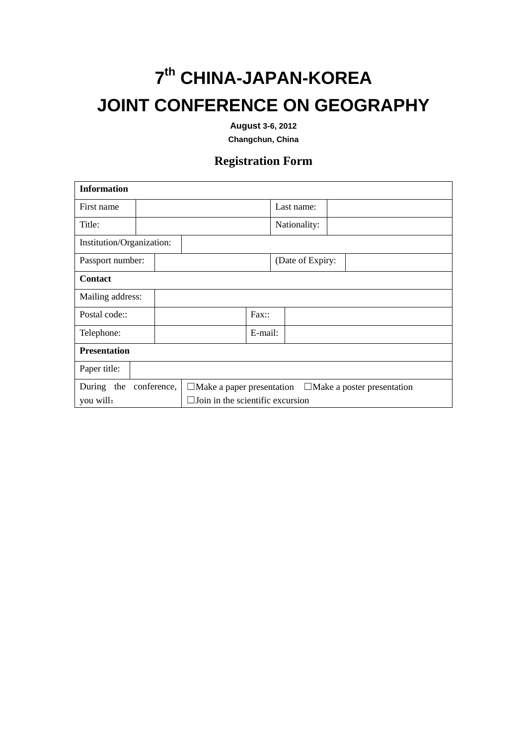# 7th CHINA-JAPAN-KOREA JOINT CONFERENCE ON GEOGRAPHY

**August 3-6, 2012**

**Changchun, China**

## Registration Form

| **Information** | | | |
|---|---|---|---|
| First name | | Last name: | |
| Title: | | Nationality: | |
| Institution/Organization: | | | |
| Passport number: | | (Date of Expiry: | |
| **Contact** | | | |
| Mailing address: | | | |
| Postal code:: | | Fax:: | |
| Telephone: | | E-mail: | |
| **Presentation** | | | |
| Paper title: | | | |
| During the conference, you will： | ☐Make a paper presentation ☐Make a poster presentation ☐Join in the scientific excursion | | |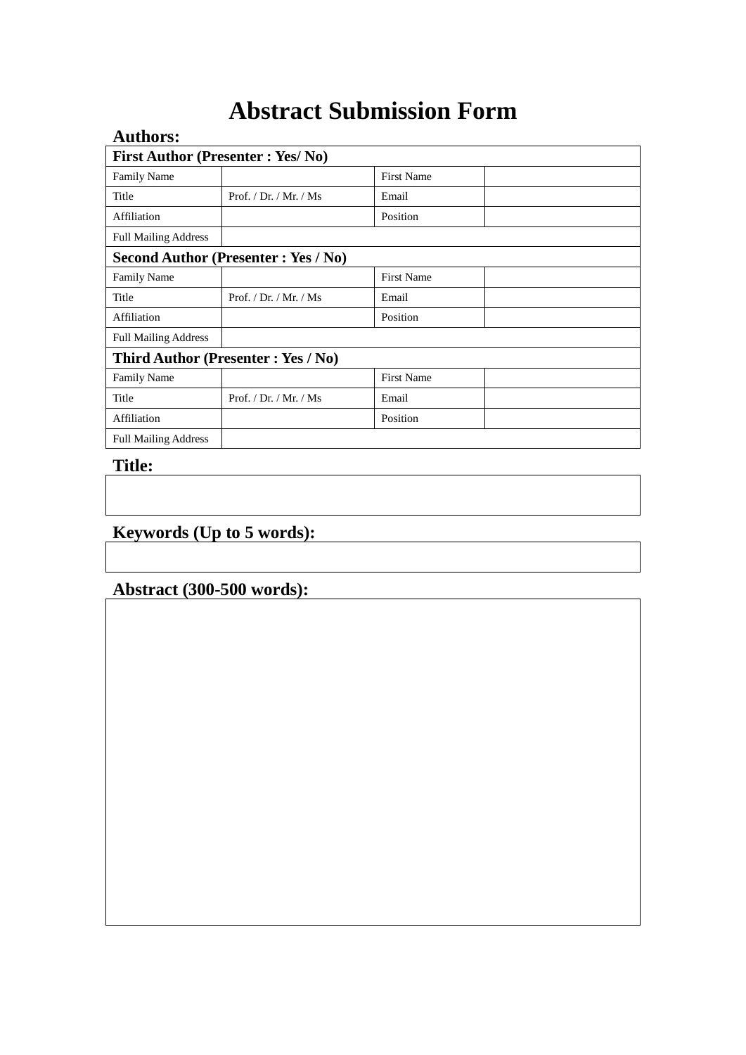# Abstract Submission Form

## Authors:

| | | | |
|---|---|---|---|
| **First Author (Presenter : Yes/ No)** | | | |
| Family Name | | First Name | |
| Title | Prof. / Dr. / Mr. / Ms | Email | |
| Affiliation | | Position | |
| Full Mailing Address | | | |
| **Second Author (Presenter : Yes / No)** | | | |
| Family Name | | First Name | |
| Title | Prof. / Dr. / Mr. / Ms | Email | |
| Affiliation | | Position | |
| Full Mailing Address | | | |
| **Third Author (Presenter : Yes / No)** | | | |
| Family Name | | First Name | |
| Title | Prof. / Dr. / Mr. / Ms | Email | |
| Affiliation | | Position | |
| Full Mailing Address | | | |

## Title:

## Keywords (Up to 5 words):

## Abstract (300-500 words):